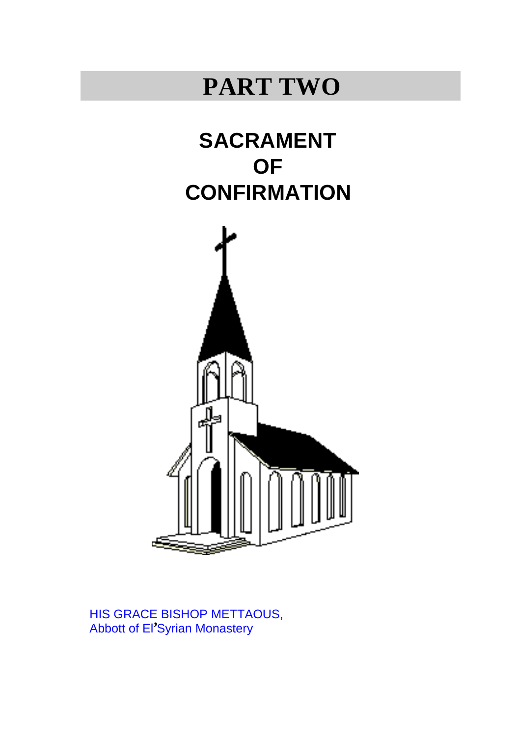# PART TWO

## SACRAMENT OF CONFIRMATION

HIS GRACE BISHOP METTAOUS,
Abbott of El'Syrian Monastery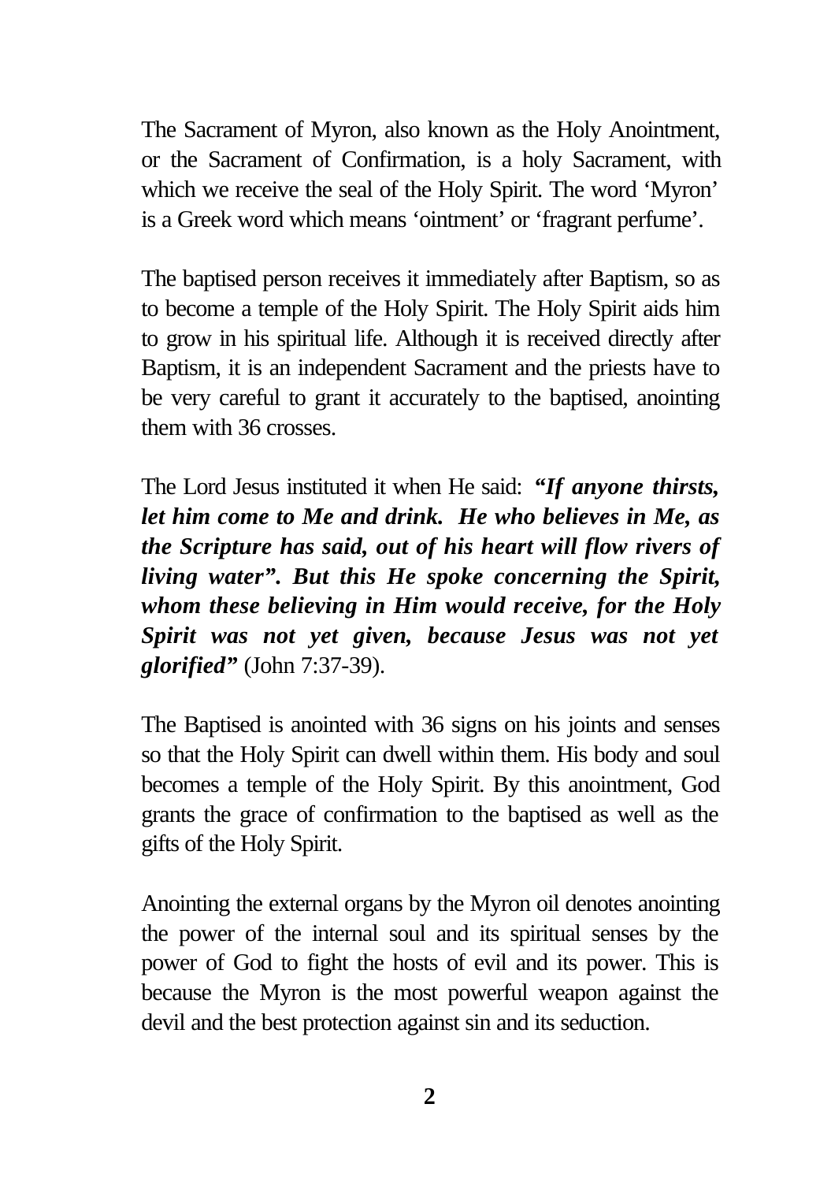The Sacrament of Myron, also known as the Holy Anointment, or the Sacrament of Confirmation, is a holy Sacrament, with which we receive the seal of the Holy Spirit. The word 'Myron' is a Greek word which means 'ointment' or 'fragrant perfume'.

The baptised person receives it immediately after Baptism, so as to become a temple of the Holy Spirit. The Holy Spirit aids him to grow in his spiritual life. Although it is received directly after Baptism, it is an independent Sacrament and the priests have to be very careful to grant it accurately to the baptised, anointing them with 36 crosses.

The Lord Jesus instituted it when He said: ***"If anyone thirsts, let him come to Me and drink. He who believes in Me, as the Scripture has said, out of his heart will flow rivers of living water". But this He spoke concerning the Spirit, whom these believing in Him would receive, for the Holy Spirit was not yet given, because Jesus was not yet glorified"*** (John 7:37-39).

The Baptised is anointed with 36 signs on his joints and senses so that the Holy Spirit can dwell within them. His body and soul becomes a temple of the Holy Spirit. By this anointment, God grants the grace of confirmation to the baptised as well as the gifts of the Holy Spirit.

Anointing the external organs by the Myron oil denotes anointing the power of the internal soul and its spiritual senses by the power of God to fight the hosts of evil and its power. This is because the Myron is the most powerful weapon against the devil and the best protection against sin and its seduction.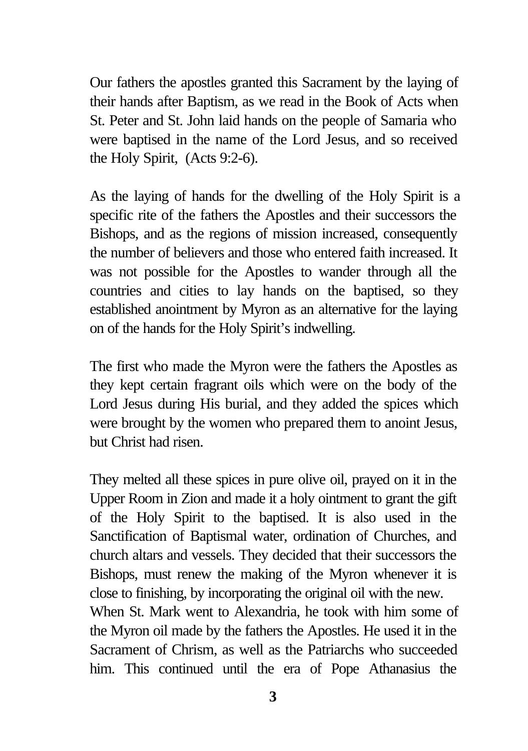Our fathers the apostles granted this Sacrament by the laying of their hands after Baptism, as we read in the Book of Acts when St. Peter and St. John laid hands on the people of Samaria who were baptised in the name of the Lord Jesus, and so received the Holy Spirit, (Acts 9:2-6).

As the laying of hands for the dwelling of the Holy Spirit is a specific rite of the fathers the Apostles and their successors the Bishops, and as the regions of mission increased, consequently the number of believers and those who entered faith increased. It was not possible for the Apostles to wander through all the countries and cities to lay hands on the baptised, so they established anointment by Myron as an alternative for the laying on of the hands for the Holy Spirit's indwelling.

The first who made the Myron were the fathers the Apostles as they kept certain fragrant oils which were on the body of the Lord Jesus during His burial, and they added the spices which were brought by the women who prepared them to anoint Jesus, but Christ had risen.

They melted all these spices in pure olive oil, prayed on it in the Upper Room in Zion and made it a holy ointment to grant the gift of the Holy Spirit to the baptised. It is also used in the Sanctification of Baptismal water, ordination of Churches, and church altars and vessels. They decided that their successors the Bishops, must renew the making of the Myron whenever it is close to finishing, by incorporating the original oil with the new.
When St. Mark went to Alexandria, he took with him some of the Myron oil made by the fathers the Apostles. He used it in the Sacrament of Chrism, as well as the Patriarchs who succeeded him. This continued until the era of Pope Athanasius the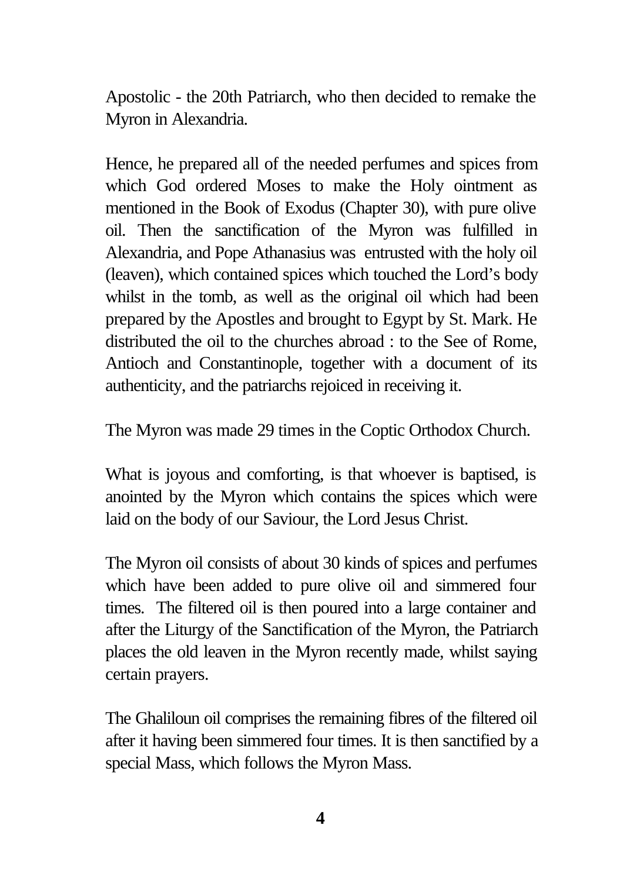Apostolic - the 20th Patriarch, who then decided to remake the Myron in Alexandria.

Hence, he prepared all of the needed perfumes and spices from which God ordered Moses to make the Holy ointment as mentioned in the Book of Exodus (Chapter 30), with pure olive oil. Then the sanctification of the Myron was fulfilled in Alexandria, and Pope Athanasius was entrusted with the holy oil (leaven), which contained spices which touched the Lord's body whilst in the tomb, as well as the original oil which had been prepared by the Apostles and brought to Egypt by St. Mark. He distributed the oil to the churches abroad : to the See of Rome, Antioch and Constantinople, together with a document of its authenticity, and the patriarchs rejoiced in receiving it.

The Myron was made 29 times in the Coptic Orthodox Church.

What is joyous and comforting, is that whoever is baptised, is anointed by the Myron which contains the spices which were laid on the body of our Saviour, the Lord Jesus Christ.

The Myron oil consists of about 30 kinds of spices and perfumes which have been added to pure olive oil and simmered four times. The filtered oil is then poured into a large container and after the Liturgy of the Sanctification of the Myron, the Patriarch places the old leaven in the Myron recently made, whilst saying certain prayers.

The Ghaliloun oil comprises the remaining fibres of the filtered oil after it having been simmered four times. It is then sanctified by a special Mass, which follows the Myron Mass.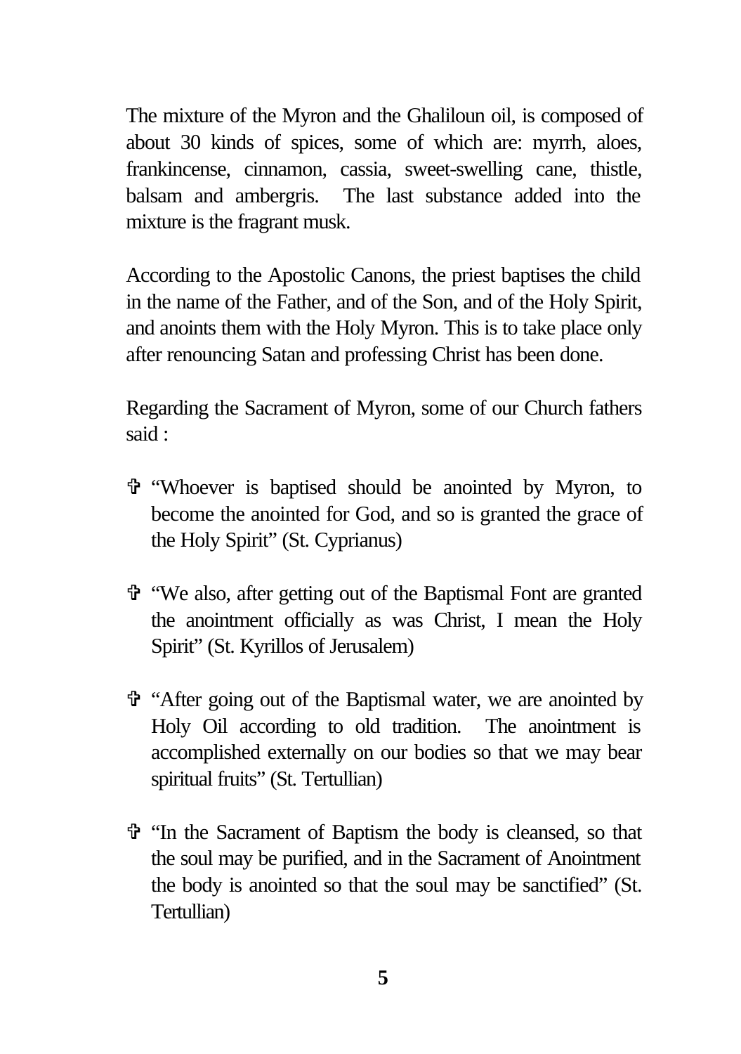The mixture of the Myron and the Ghaliloun oil, is composed of about 30 kinds of spices, some of which are: myrrh, aloes, frankincense, cinnamon, cassia, sweet-swelling cane, thistle, balsam and ambergris. The last substance added into the mixture is the fragrant musk.

According to the Apostolic Canons, the priest baptises the child in the name of the Father, and of the Son, and of the Holy Spirit, and anoints them with the Holy Myron. This is to take place only after renouncing Satan and professing Christ has been done.

Regarding the Sacrament of Myron, some of our Church fathers said :

- ✞ "Whoever is baptised should be anointed by Myron, to become the anointed for God, and so is granted the grace of the Holy Spirit" (St. Cyprianus)
- ✞ "We also, after getting out of the Baptismal Font are granted the anointment officially as was Christ, I mean the Holy Spirit" (St. Kyrillos of Jerusalem)
- ✞ "After going out of the Baptismal water, we are anointed by Holy Oil according to old tradition. The anointment is accomplished externally on our bodies so that we may bear spiritual fruits" (St. Tertullian)
- ✞ "In the Sacrament of Baptism the body is cleansed, so that the soul may be purified, and in the Sacrament of Anointment the body is anointed so that the soul may be sanctified" (St. Tertullian)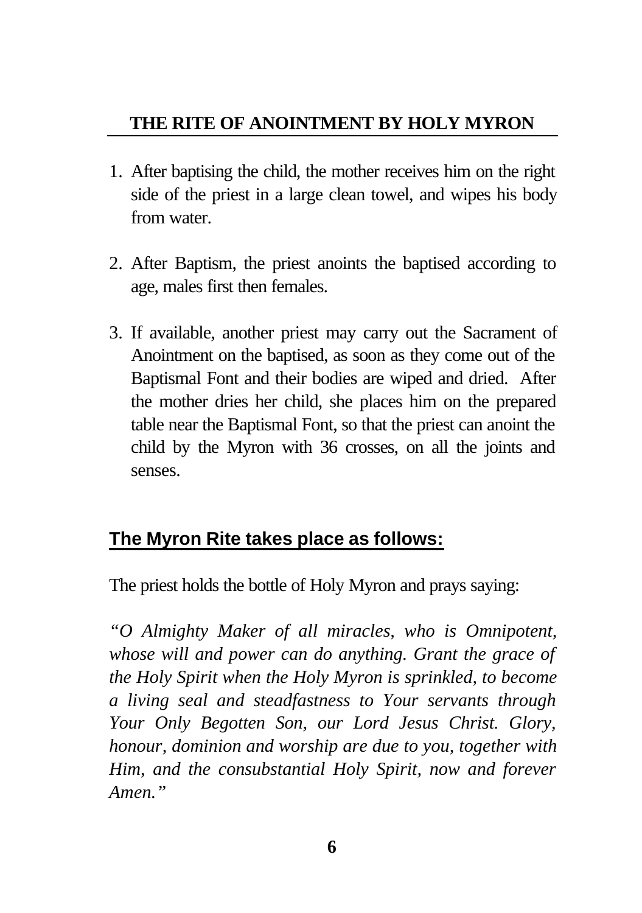## THE RITE OF ANOINTMENT BY HOLY MYRON

1. After baptising the child, the mother receives him on the right side of the priest in a large clean towel, and wipes his body from water.

2. After Baptism, the priest anoints the baptised according to age, males first then females.

3. If available, another priest may carry out the Sacrament of Anointment on the baptised, as soon as they come out of the Baptismal Font and their bodies are wiped and dried. After the mother dries her child, she places him on the prepared table near the Baptismal Font, so that the priest can anoint the child by the Myron with 36 crosses, on all the joints and senses.

### The Myron Rite takes place as follows:

The priest holds the bottle of Holy Myron and prays saying:

*"O Almighty Maker of all miracles, who is Omnipotent, whose will and power can do anything. Grant the grace of the Holy Spirit when the Holy Myron is sprinkled, to become a living seal and steadfastness to Your servants through Your Only Begotten Son, our Lord Jesus Christ. Glory, honour, dominion and worship are due to you, together with Him, and the consubstantial Holy Spirit, now and forever Amen."*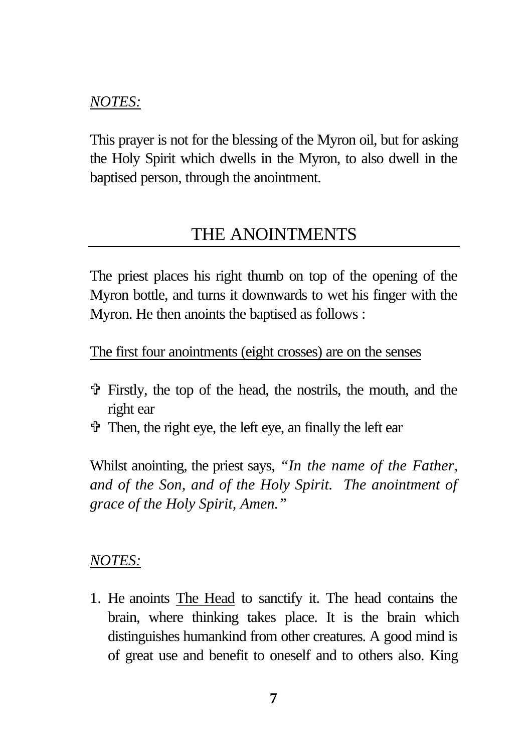*NOTES:*

This prayer is not for the blessing of the Myron oil, but for asking the Holy Spirit which dwells in the Myron, to also dwell in the baptised person, through the anointment.

## THE ANOINTMENTS

The priest places his right thumb on top of the opening of the Myron bottle, and turns it downwards to wet his finger with the Myron. He then anoints the baptised as follows :

The first four anointments (eight crosses) are on the senses

- ✞ Firstly, the top of the head, the nostrils, the mouth, and the right ear
- ✞ Then, the right eye, the left eye, an finally the left ear

Whilst anointing, the priest says, *"In the name of the Father, and of the Son, and of the Holy Spirit. The anointment of grace of the Holy Spirit, Amen."*

*NOTES:*

1. He anoints The Head to sanctify it. The head contains the brain, where thinking takes place. It is the brain which distinguishes humankind from other creatures. A good mind is of great use and benefit to oneself and to others also. King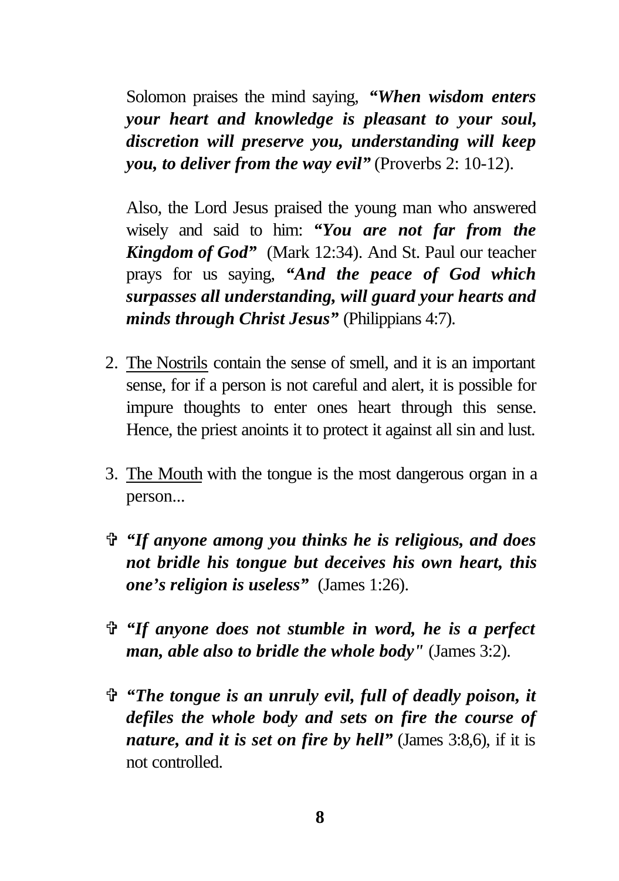Solomon praises the mind saying, ***"When wisdom enters your heart and knowledge is pleasant to your soul, discretion will preserve you, understanding will keep you, to deliver from the way evil"*** (Proverbs 2: 10-12).

Also, the Lord Jesus praised the young man who answered wisely and said to him: ***"You are not far from the Kingdom of God"*** (Mark 12:34). And St. Paul our teacher prays for us saying, ***"And the peace of God which surpasses all understanding, will guard your hearts and minds through Christ Jesus"*** (Philippians 4:7).

2. <u>The Nostrils</u> contain the sense of smell, and it is an important sense, for if a person is not careful and alert, it is possible for impure thoughts to enter ones heart through this sense. Hence, the priest anoints it to protect it against all sin and lust.

3. <u>The Mouth</u> with the tongue is the most dangerous organ in a person...

- ✞ ***"If anyone among you thinks he is religious, and does not bridle his tongue but deceives his own heart, this one's religion is useless"*** (James 1:26).

- ✞ ***"If anyone does not stumble in word, he is a perfect man, able also to bridle the whole body"*** (James 3:2).

- ✞ ***"The tongue is an unruly evil, full of deadly poison, it defiles the whole body and sets on fire the course of nature, and it is set on fire by hell"*** (James 3:8,6), if it is not controlled.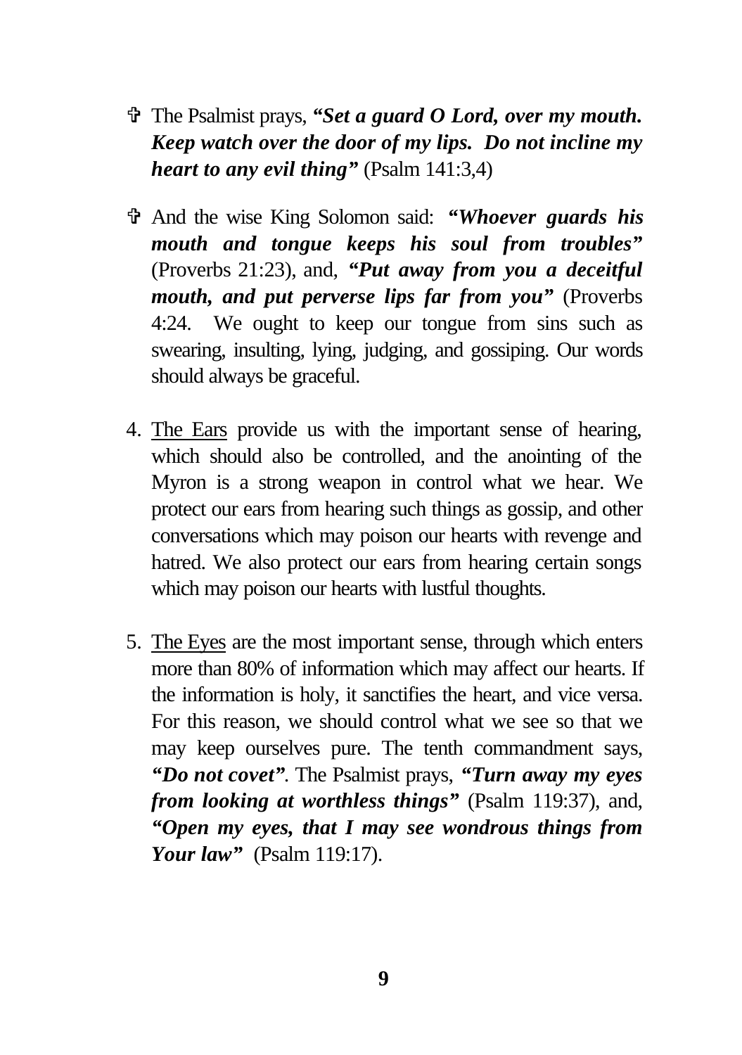- ✞ The Psalmist prays, ***"Set a guard O Lord, over my mouth. Keep watch over the door of my lips. Do not incline my heart to any evil thing"*** (Psalm 141:3,4)

- ✞ And the wise King Solomon said: ***"Whoever guards his mouth and tongue keeps his soul from troubles"*** (Proverbs 21:23), and, ***"Put away from you a deceitful mouth, and put perverse lips far from you"*** (Proverbs 4:24. We ought to keep our tongue from sins such as swearing, insulting, lying, judging, and gossiping. Our words should always be graceful.

4. <u>The Ears</u> provide us with the important sense of hearing, which should also be controlled, and the anointing of the Myron is a strong weapon in control what we hear. We protect our ears from hearing such things as gossip, and other conversations which may poison our hearts with revenge and hatred. We also protect our ears from hearing certain songs which may poison our hearts with lustful thoughts.

5. <u>The Eyes</u> are the most important sense, through which enters more than 80% of information which may affect our hearts. If the information is holy, it sanctifies the heart, and vice versa. For this reason, we should control what we see so that we may keep ourselves pure. The tenth commandment says, ***"Do not covet"***. The Psalmist prays, ***"Turn away my eyes from looking at worthless things"*** (Psalm 119:37), and, ***"Open my eyes, that I may see wondrous things from Your law"*** (Psalm 119:17).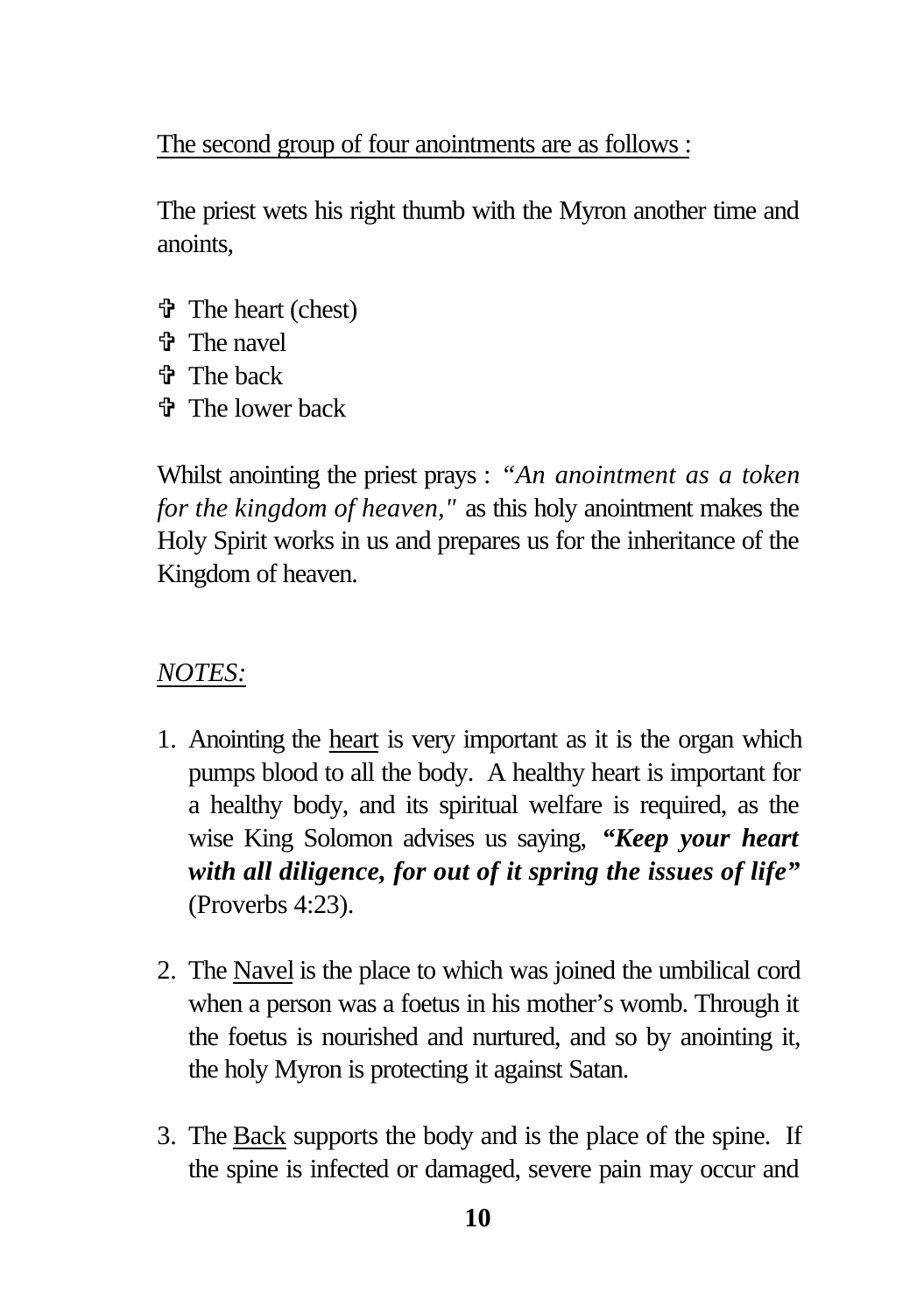<u>The second group of four anointments are as follows :</u>

The priest wets his right thumb with the Myron another time and anoints,

- ✞ The heart (chest)
- ✞ The navel
- ✞ The back
- ✞ The lower back

Whilst anointing the priest prays : *"An anointment as a token for the kingdom of heaven,"* as this holy anointment makes the Holy Spirit works in us and prepares us for the inheritance of the Kingdom of heaven.

*<u>NOTES:</u>*

1. Anointing the <u>heart</u> is very important as it is the organ which pumps blood to all the body. A healthy heart is important for a healthy body, and its spiritual welfare is required, as the wise King Solomon advises us saying, ***"Keep your heart with all diligence, for out of it spring the issues of life"*** (Proverbs 4:23).

2. The <u>Navel</u> is the place to which was joined the umbilical cord when a person was a foetus in his mother's womb. Through it the foetus is nourished and nurtured, and so by anointing it, the holy Myron is protecting it against Satan.

3. The <u>Back</u> supports the body and is the place of the spine. If the spine is infected or damaged, severe pain may occur and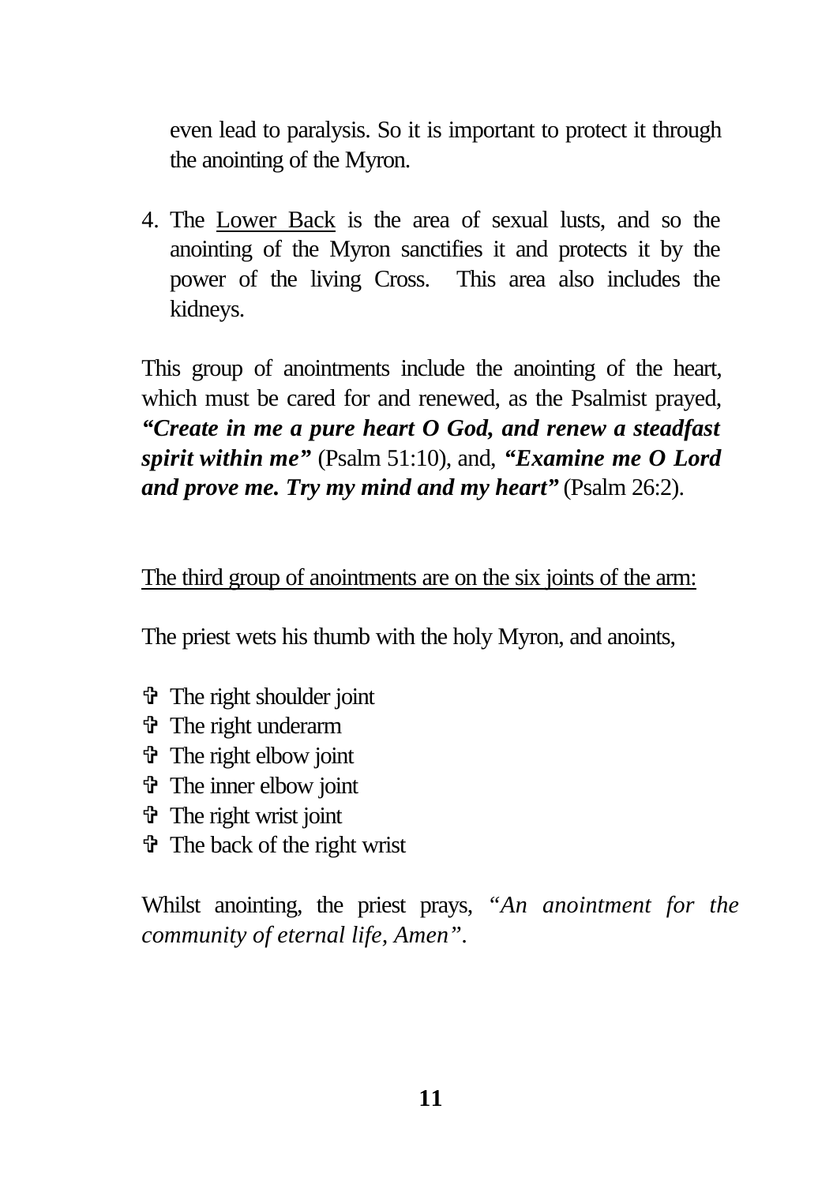even lead to paralysis. So it is important to protect it through the anointing of the Myron.

4. The <u>Lower Back</u> is the area of sexual lusts, and so the anointing of the Myron sanctifies it and protects it by the power of the living Cross. This area also includes the kidneys.

This group of anointments include the anointing of the heart, which must be cared for and renewed, as the Psalmist prayed, ***"Create in me a pure heart O God, and renew a steadfast spirit within me"*** (Psalm 51:10), and, ***"Examine me O Lord and prove me. Try my mind and my heart"*** (Psalm 26:2).

<u>The third group of anointments are on the six joints of the arm:</u>

The priest wets his thumb with the holy Myron, and anoints,

- ✞ The right shoulder joint
- ✞ The right underarm
- ✞ The right elbow joint
- ✞ The inner elbow joint
- ✞ The right wrist joint
- ✞ The back of the right wrist

Whilst anointing, the priest prays, *"An anointment for the community of eternal life, Amen"*.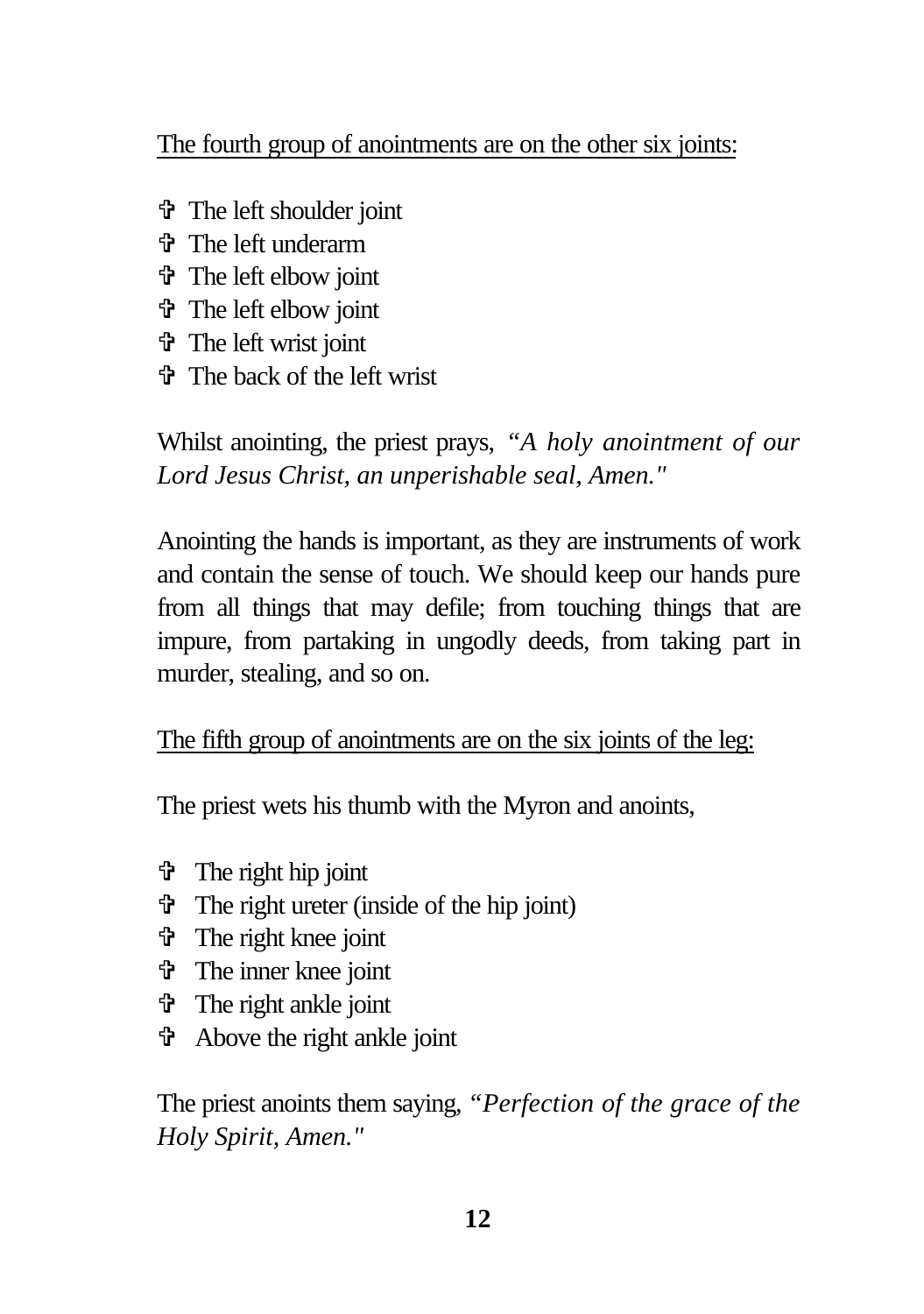<u>The fourth group of anointments are on the other six joints:</u>

- ✞ The left shoulder joint
- ✞ The left underarm
- ✞ The left elbow joint
- ✞ The left elbow joint
- ✞ The left wrist joint
- ✞ The back of the left wrist

Whilst anointing, the priest prays, *"A holy anointment of our Lord Jesus Christ, an unperishable seal, Amen."*

Anointing the hands is important, as they are instruments of work and contain the sense of touch. We should keep our hands pure from all things that may defile; from touching things that are impure, from partaking in ungodly deeds, from taking part in murder, stealing, and so on.

<u>The fifth group of anointments are on the six joints of the leg:</u>

The priest wets his thumb with the Myron and anoints,

- ✞ The right hip joint
- ✞ The right ureter (inside of the hip joint)
- ✞ The right knee joint
- ✞ The inner knee joint
- ✞ The right ankle joint
- ✞ Above the right ankle joint

The priest anoints them saying, *"Perfection of the grace of the Holy Spirit, Amen."*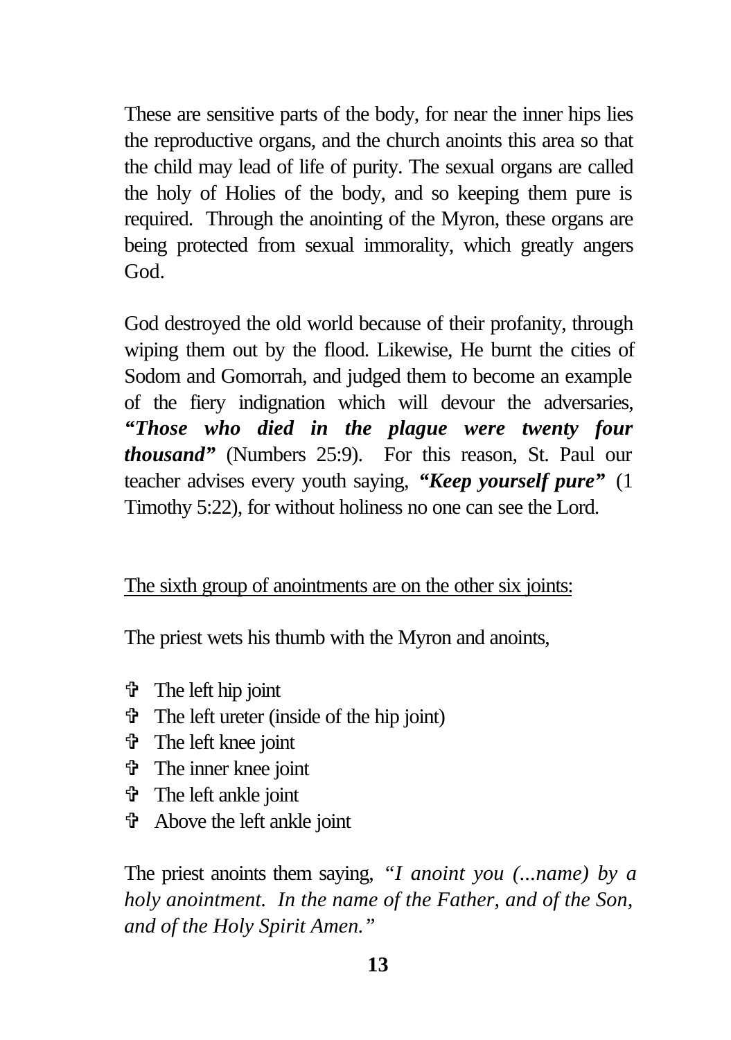These are sensitive parts of the body, for near the inner hips lies the reproductive organs, and the church anoints this area so that the child may lead of life of purity. The sexual organs are called the holy of Holies of the body, and so keeping them pure is required. Through the anointing of the Myron, these organs are being protected from sexual immorality, which greatly angers God.

God destroyed the old world because of their profanity, through wiping them out by the flood. Likewise, He burnt the cities of Sodom and Gomorrah, and judged them to become an example of the fiery indignation which will devour the adversaries, ***"Those who died in the plague were twenty four thousand"*** (Numbers 25:9). For this reason, St. Paul our teacher advises every youth saying, ***"Keep yourself pure"*** (1 Timothy 5:22), for without holiness no one can see the Lord.

<u>The sixth group of anointments are on the other six joints:</u>

The priest wets his thumb with the Myron and anoints,

- ✞ The left hip joint
- ✞ The left ureter (inside of the hip joint)
- ✞ The left knee joint
- ✞ The inner knee joint
- ✞ The left ankle joint
- ✞ Above the left ankle joint

The priest anoints them saying, *"I anoint you (...name) by a holy anointment. In the name of the Father, and of the Son, and of the Holy Spirit Amen."*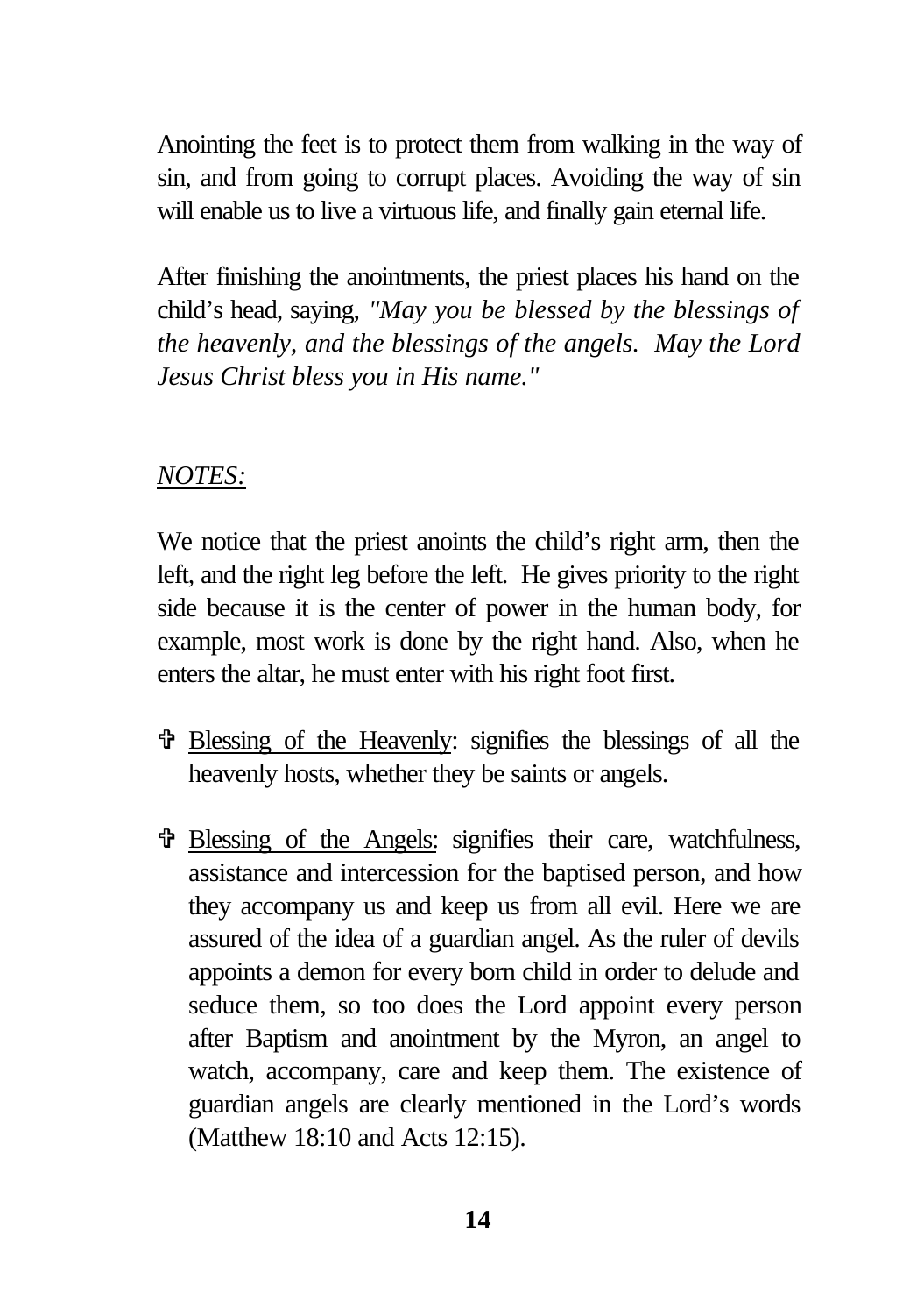Anointing the feet is to protect them from walking in the way of sin, and from going to corrupt places. Avoiding the way of sin will enable us to live a virtuous life, and finally gain eternal life.

After finishing the anointments, the priest places his hand on the child's head, saying, *"May you be blessed by the blessings of the heavenly, and the blessings of the angels. May the Lord Jesus Christ bless you in His name."*

*NOTES:*

We notice that the priest anoints the child's right arm, then the left, and the right leg before the left. He gives priority to the right side because it is the center of power in the human body, for example, most work is done by the right hand. Also, when he enters the altar, he must enter with his right foot first.

- ✞ Blessing of the Heavenly: signifies the blessings of all the heavenly hosts, whether they be saints or angels.

- ✞ Blessing of the Angels: signifies their care, watchfulness, assistance and intercession for the baptised person, and how they accompany us and keep us from all evil. Here we are assured of the idea of a guardian angel. As the ruler of devils appoints a demon for every born child in order to delude and seduce them, so too does the Lord appoint every person after Baptism and anointment by the Myron, an angel to watch, accompany, care and keep them. The existence of guardian angels are clearly mentioned in the Lord's words (Matthew 18:10 and Acts 12:15).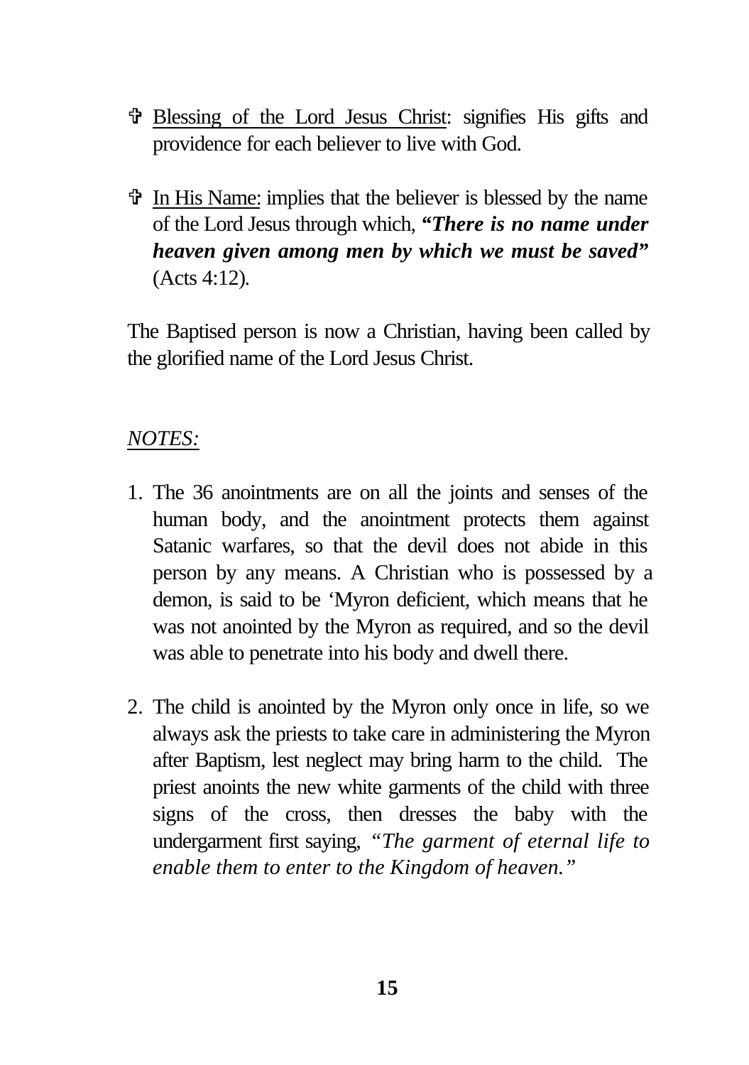- ✞ <u>Blessing of the Lord Jesus Christ</u>: signifies His gifts and providence for each believer to live with God.

- ✞ <u>In His Name:</u> implies that the believer is blessed by the name of the Lord Jesus through which, ***"There is no name under heaven given among men by which we must be saved"*** (Acts 4:12).

The Baptised person is now a Christian, having been called by the glorified name of the Lord Jesus Christ.

*<u>NOTES:</u>*

1. The 36 anointments are on all the joints and senses of the human body, and the anointment protects them against Satanic warfares, so that the devil does not abide in this person by any means. A Christian who is possessed by a demon, is said to be 'Myron deficient, which means that he was not anointed by the Myron as required, and so the devil was able to penetrate into his body and dwell there.

2. The child is anointed by the Myron only once in life, so we always ask the priests to take care in administering the Myron after Baptism, lest neglect may bring harm to the child. The priest anoints the new white garments of the child with three signs of the cross, then dresses the baby with the undergarment first saying, *"The garment of eternal life to enable them to enter to the Kingdom of heaven."*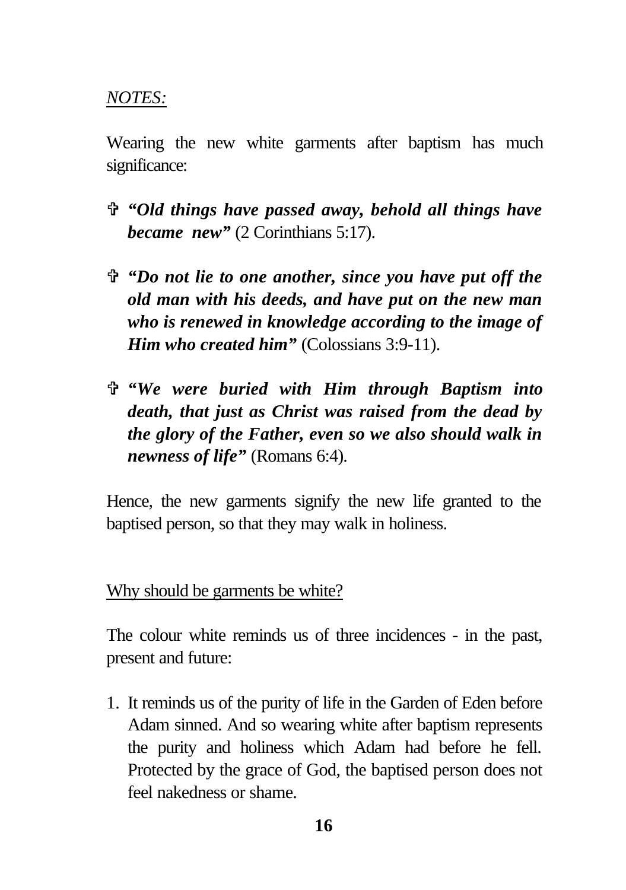*NOTES:*

Wearing the new white garments after baptism has much significance:

- ✞ ***"Old things have passed away, behold all things have became new"*** (2 Corinthians 5:17).

- ✞ ***"Do not lie to one another, since you have put off the old man with his deeds, and have put on the new man who is renewed in knowledge according to the image of Him who created him"*** (Colossians 3:9-11).

- ✞ ***"We were buried with Him through Baptism into death, that just as Christ was raised from the dead by the glory of the Father, even so we also should walk in newness of life"*** (Romans 6:4).

Hence, the new garments signify the new life granted to the baptised person, so that they may walk in holiness.

<u>Why should be garments be white?</u>

The colour white reminds us of three incidences - in the past, present and future:

1. It reminds us of the purity of life in the Garden of Eden before Adam sinned. And so wearing white after baptism represents the purity and holiness which Adam had before he fell. Protected by the grace of God, the baptised person does not feel nakedness or shame.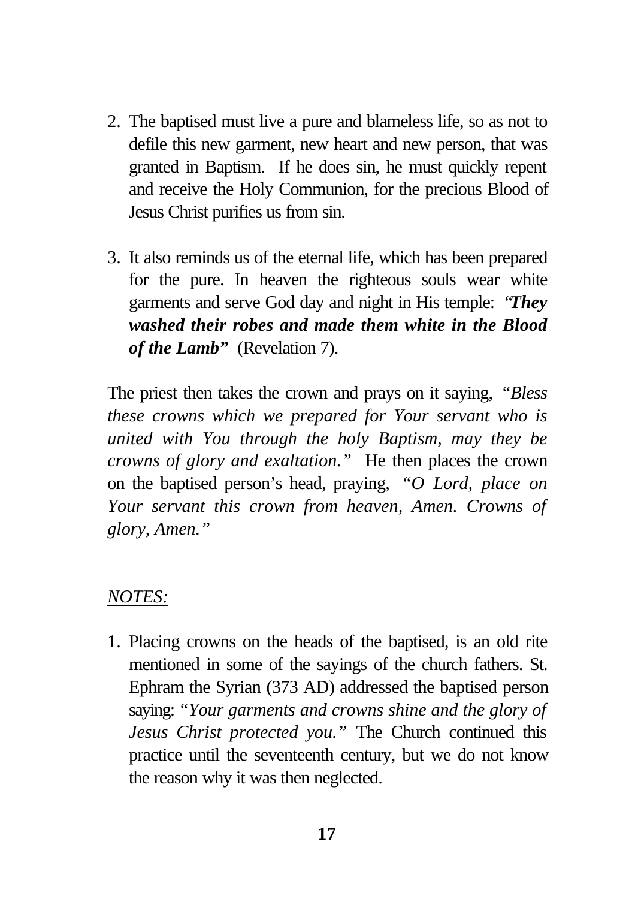2. The baptised must live a pure and blameless life, so as not to defile this new garment, new heart and new person, that was granted in Baptism. If he does sin, he must quickly repent and receive the Holy Communion, for the precious Blood of Jesus Christ purifies us from sin.

3. It also reminds us of the eternal life, which has been prepared for the pure. In heaven the righteous souls wear white garments and serve God day and night in His temple: *"**They washed their robes and made them white in the Blood of the Lamb**"* (Revelation 7).

The priest then takes the crown and prays on it saying, *"Bless these crowns which we prepared for Your servant who is united with You through the holy Baptism, may they be crowns of glory and exaltation."* He then places the crown on the baptised person's head, praying, *"O Lord, place on Your servant this crown from heaven, Amen. Crowns of glory, Amen."*

*NOTES:*

1. Placing crowns on the heads of the baptised, is an old rite mentioned in some of the sayings of the church fathers. St. Ephram the Syrian (373 AD) addressed the baptised person saying: *"Your garments and crowns shine and the glory of Jesus Christ protected you."* The Church continued this practice until the seventeenth century, but we do not know the reason why it was then neglected.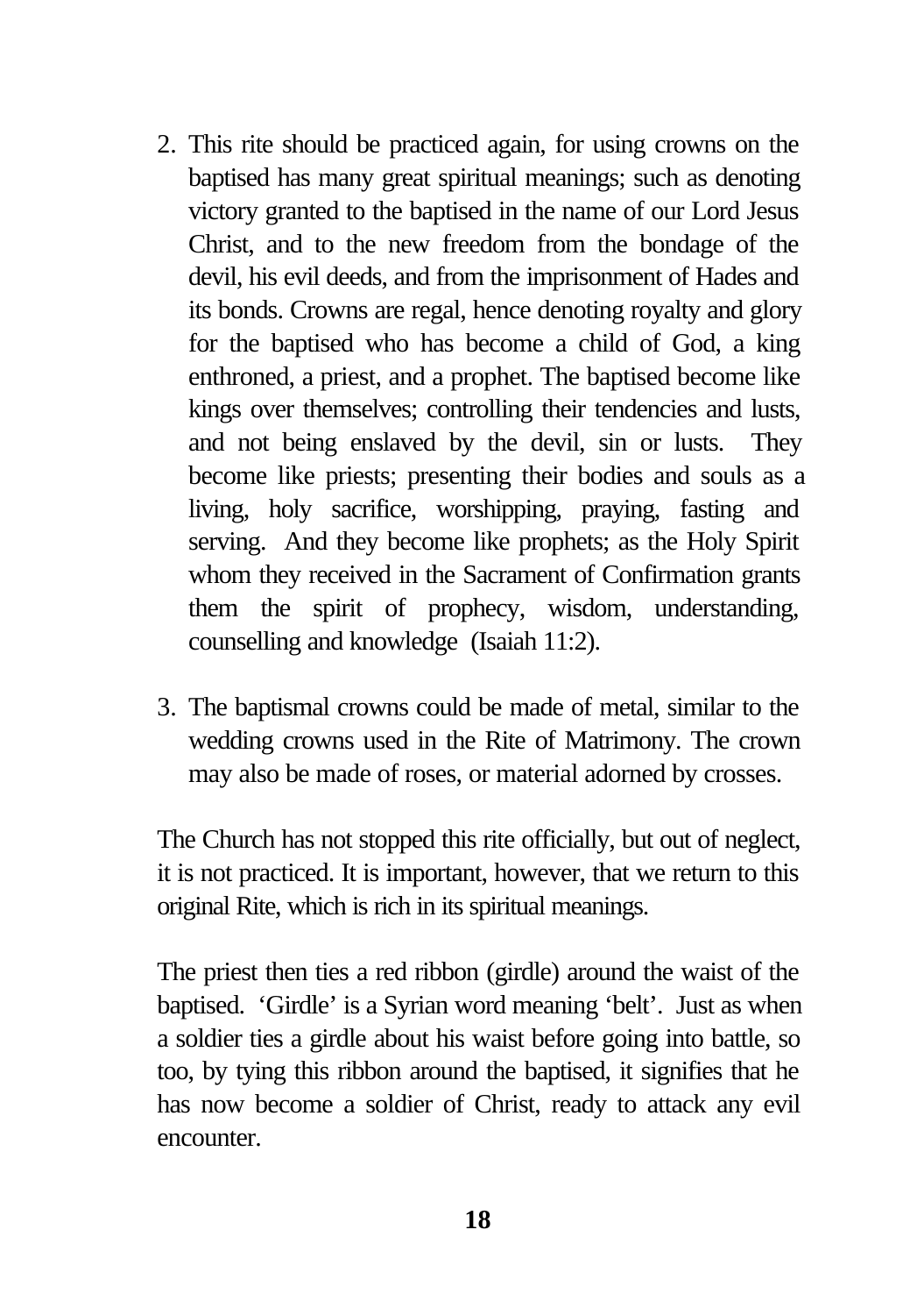2. This rite should be practiced again, for using crowns on the baptised has many great spiritual meanings; such as denoting victory granted to the baptised in the name of our Lord Jesus Christ, and to the new freedom from the bondage of the devil, his evil deeds, and from the imprisonment of Hades and its bonds. Crowns are regal, hence denoting royalty and glory for the baptised who has become a child of God, a king enthroned, a priest, and a prophet. The baptised become like kings over themselves; controlling their tendencies and lusts, and not being enslaved by the devil, sin or lusts. They become like priests; presenting their bodies and souls as a living, holy sacrifice, worshipping, praying, fasting and serving. And they become like prophets; as the Holy Spirit whom they received in the Sacrament of Confirmation grants them the spirit of prophecy, wisdom, understanding, counselling and knowledge (Isaiah 11:2).

3. The baptismal crowns could be made of metal, similar to the wedding crowns used in the Rite of Matrimony. The crown may also be made of roses, or material adorned by crosses.

The Church has not stopped this rite officially, but out of neglect, it is not practiced. It is important, however, that we return to this original Rite, which is rich in its spiritual meanings.

The priest then ties a red ribbon (girdle) around the waist of the baptised. 'Girdle' is a Syrian word meaning 'belt'. Just as when a soldier ties a girdle about his waist before going into battle, so too, by tying this ribbon around the baptised, it signifies that he has now become a soldier of Christ, ready to attack any evil encounter.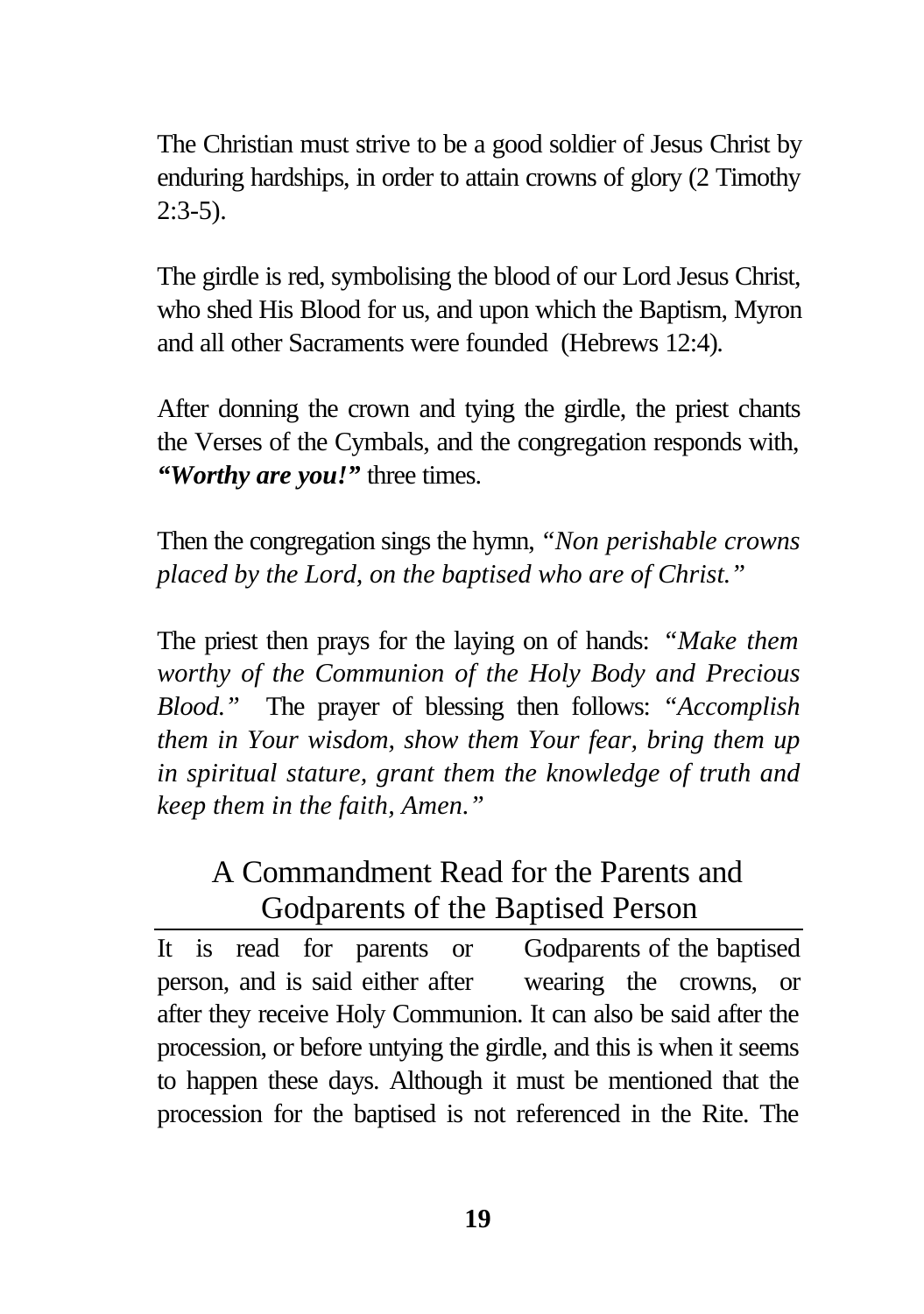The Christian must strive to be a good soldier of Jesus Christ by enduring hardships, in order to attain crowns of glory (2 Timothy 2:3-5).

The girdle is red, symbolising the blood of our Lord Jesus Christ, who shed His Blood for us, and upon which the Baptism, Myron and all other Sacraments were founded (Hebrews 12:4).

After donning the crown and tying the girdle, the priest chants the Verses of the Cymbals, and the congregation responds with, ***"Worthy are you!"*** three times.

Then the congregation sings the hymn, *"Non perishable crowns placed by the Lord, on the baptised who are of Christ."*

The priest then prays for the laying on of hands: *"Make them worthy of the Communion of the Holy Body and Precious Blood."* The prayer of blessing then follows: "*Accomplish them in Your wisdom, show them Your fear, bring them up in spiritual stature, grant them the knowledge of truth and keep them in the faith, Amen.*"

## A Commandment Read for the Parents and Godparents of the Baptised Person

It is read for parents or Godparents of the baptised person, and is said either after wearing the crowns, or after they receive Holy Communion. It can also be said after the procession, or before untying the girdle, and this is when it seems to happen these days. Although it must be mentioned that the procession for the baptised is not referenced in the Rite. The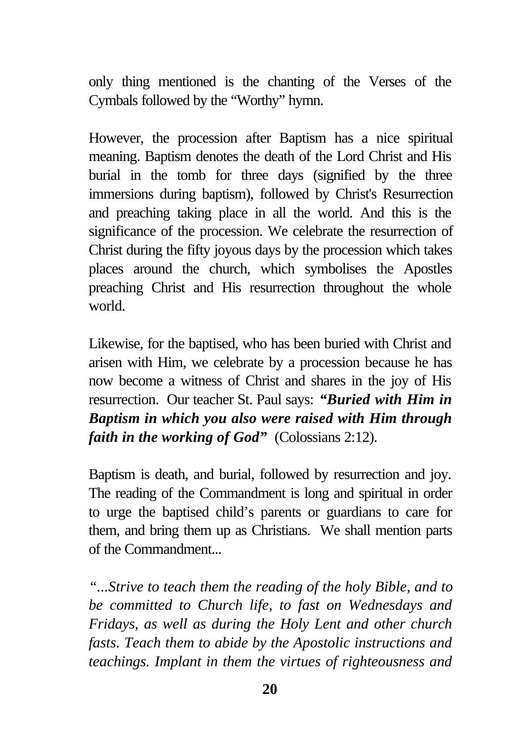only thing mentioned is the chanting of the Verses of the Cymbals followed by the "Worthy" hymn.

However, the procession after Baptism has a nice spiritual meaning. Baptism denotes the death of the Lord Christ and His burial in the tomb for three days (signified by the three immersions during baptism), followed by Christ's Resurrection and preaching taking place in all the world. And this is the significance of the procession. We celebrate the resurrection of Christ during the fifty joyous days by the procession which takes places around the church, which symbolises the Apostles preaching Christ and His resurrection throughout the whole world.

Likewise, for the baptised, who has been buried with Christ and arisen with Him, we celebrate by a procession because he has now become a witness of Christ and shares in the joy of His resurrection. Our teacher St. Paul says: ***"Buried with Him in Baptism in which you also were raised with Him through faith in the working of God"*** (Colossians 2:12).

Baptism is death, and burial, followed by resurrection and joy. The reading of the Commandment is long and spiritual in order to urge the baptised child's parents or guardians to care for them, and bring them up as Christians. We shall mention parts of the Commandment...

*"...Strive to teach them the reading of the holy Bible, and to be committed to Church life, to fast on Wednesdays and Fridays, as well as during the Holy Lent and other church fasts. Teach them to abide by the Apostolic instructions and teachings. Implant in them the virtues of righteousness and*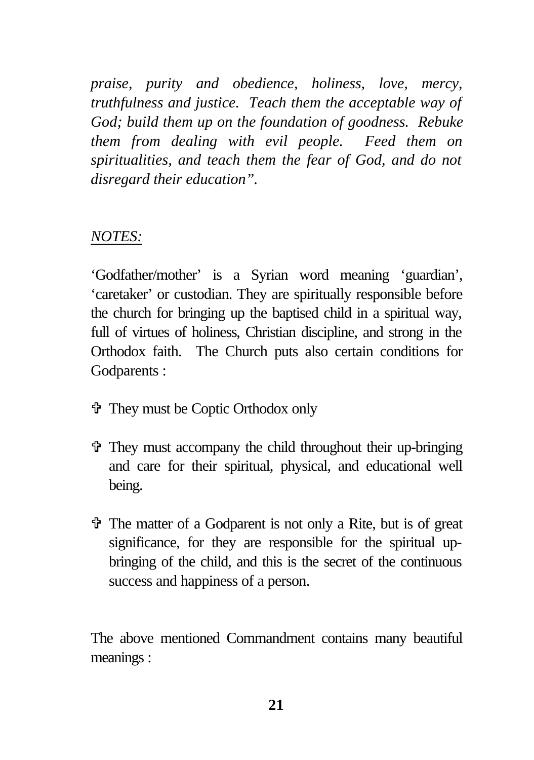*praise, purity and obedience, holiness, love, mercy, truthfulness and justice. Teach them the acceptable way of God; build them up on the foundation of goodness. Rebuke them from dealing with evil people. Feed them on spiritualities, and teach them the fear of God, and do not disregard their education".*

<u>*NOTES:*</u>

'Godfather/mother' is a Syrian word meaning 'guardian', 'caretaker' or custodian. They are spiritually responsible before the church for bringing up the baptised child in a spiritual way, full of virtues of holiness, Christian discipline, and strong in the Orthodox faith. The Church puts also certain conditions for Godparents :

- ✞ They must be Coptic Orthodox only
- ✞ They must accompany the child throughout their up-bringing and care for their spiritual, physical, and educational well being.
- ✞ The matter of a Godparent is not only a Rite, but is of great significance, for they are responsible for the spiritual up-bringing of the child, and this is the secret of the continuous success and happiness of a person.

The above mentioned Commandment contains many beautiful meanings :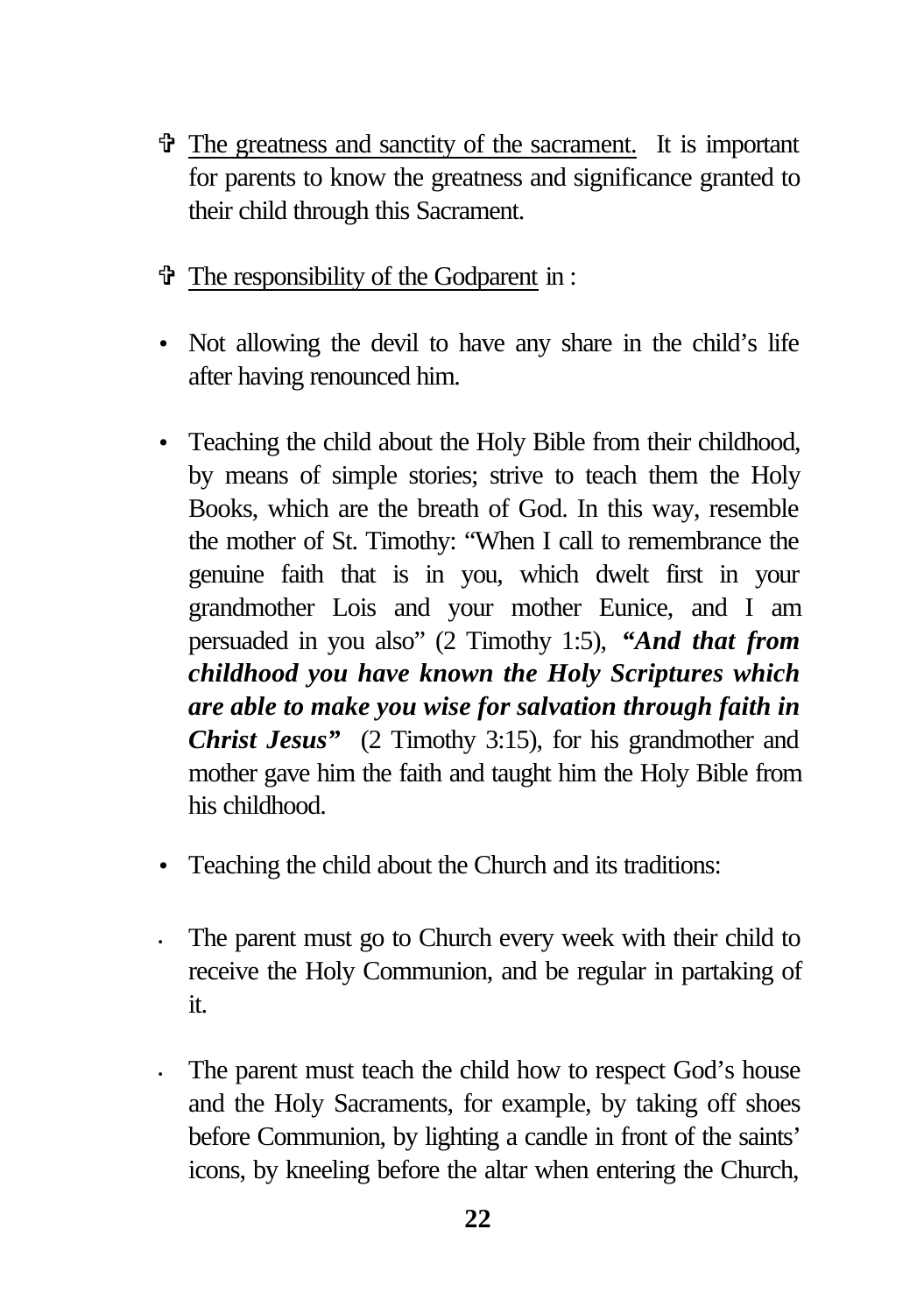- ✞ The greatness and sanctity of the sacrament. It is important for parents to know the greatness and significance granted to their child through this Sacrament.

- ✞ The responsibility of the Godparent in :

- Not allowing the devil to have any share in the child's life after having renounced him.

- Teaching the child about the Holy Bible from their childhood, by means of simple stories; strive to teach them the Holy Books, which are the breath of God. In this way, resemble the mother of St. Timothy: "When I call to remembrance the genuine faith that is in you, which dwelt first in your grandmother Lois and your mother Eunice, and I am persuaded in you also" (2 Timothy 1:5), ***"And that from childhood you have known the Holy Scriptures which are able to make you wise for salvation through faith in Christ Jesus"*** (2 Timothy 3:15), for his grandmother and mother gave him the faith and taught him the Holy Bible from his childhood.

- Teaching the child about the Church and its traditions:

- The parent must go to Church every week with their child to receive the Holy Communion, and be regular in partaking of it.

- The parent must teach the child how to respect God's house and the Holy Sacraments, for example, by taking off shoes before Communion, by lighting a candle in front of the saints' icons, by kneeling before the altar when entering the Church,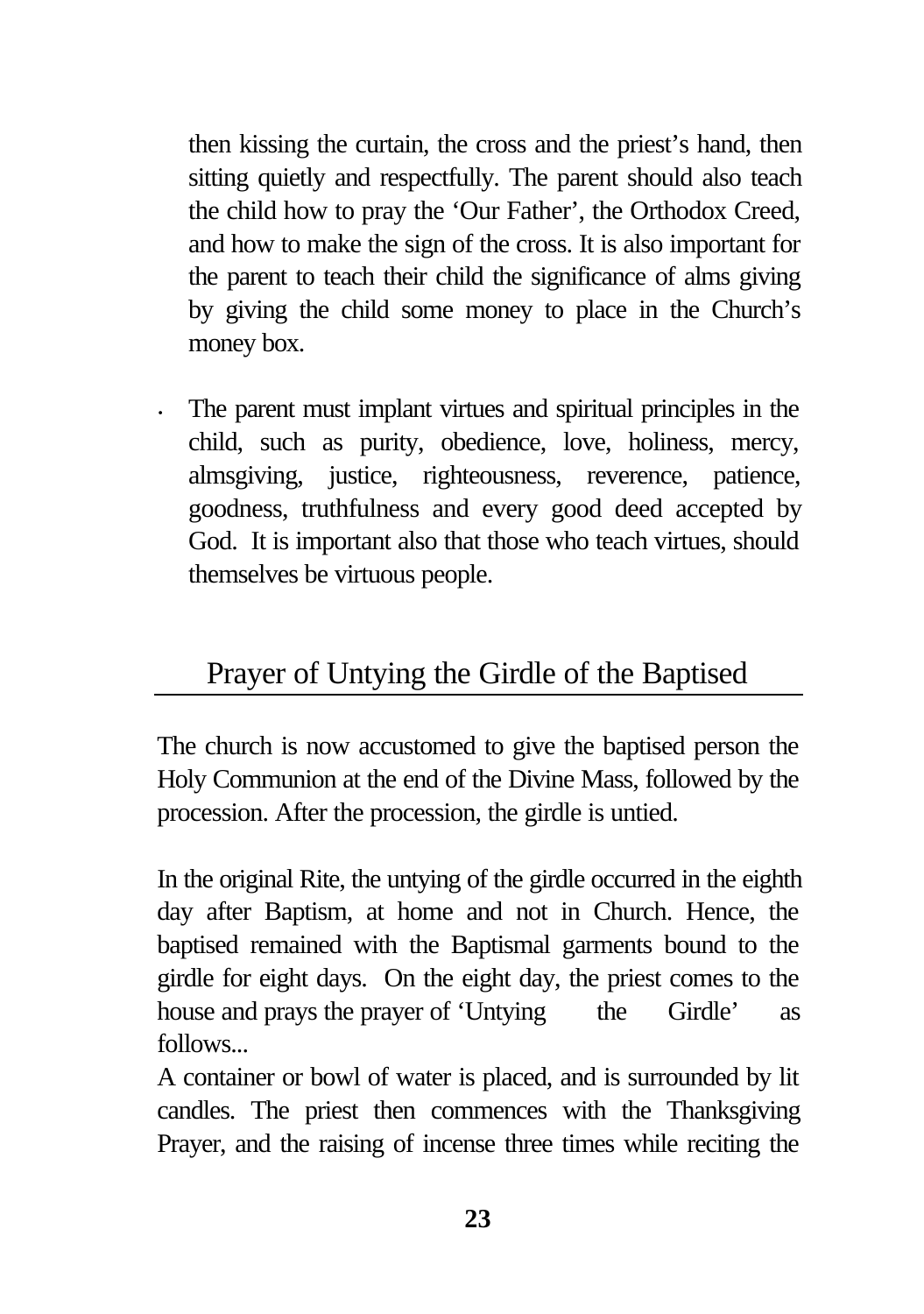then kissing the curtain, the cross and the priest's hand, then sitting quietly and respectfully. The parent should also teach the child how to pray the 'Our Father', the Orthodox Creed, and how to make the sign of the cross. It is also important for the parent to teach their child the significance of alms giving by giving the child some money to place in the Church's money box.

- The parent must implant virtues and spiritual principles in the child, such as purity, obedience, love, holiness, mercy, almsgiving, justice, righteousness, reverence, patience, goodness, truthfulness and every good deed accepted by God. It is important also that those who teach virtues, should themselves be virtuous people.

## Prayer of Untying the Girdle of the Baptised

The church is now accustomed to give the baptised person the Holy Communion at the end of the Divine Mass, followed by the procession. After the procession, the girdle is untied.

In the original Rite, the untying of the girdle occurred in the eighth day after Baptism, at home and not in Church. Hence, the baptised remained with the Baptismal garments bound to the girdle for eight days. On the eight day, the priest comes to the house and prays the prayer of 'Untying the Girdle' as follows...

A container or bowl of water is placed, and is surrounded by lit candles. The priest then commences with the Thanksgiving Prayer, and the raising of incense three times while reciting the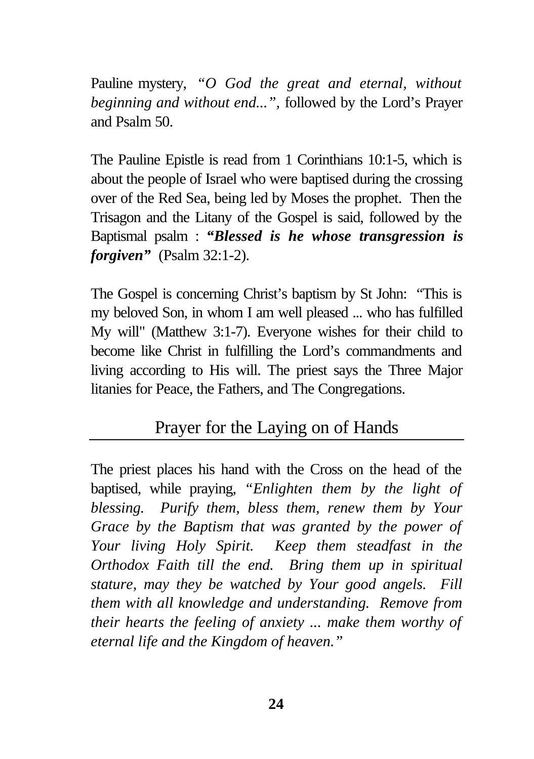Pauline mystery, *"O God the great and eternal, without beginning and without end...",* followed by the Lord's Prayer and Psalm 50.

The Pauline Epistle is read from 1 Corinthians 10:1-5, which is about the people of Israel who were baptised during the crossing over of the Red Sea, being led by Moses the prophet. Then the Trisagon and the Litany of the Gospel is said, followed by the Baptismal psalm : ***"Blessed is he whose transgression is forgiven"*** (Psalm 32:1-2).

The Gospel is concerning Christ's baptism by St John: "This is my beloved Son, in whom I am well pleased ... who has fulfilled My will" (Matthew 3:1-7). Everyone wishes for their child to become like Christ in fulfilling the Lord's commandments and living according to His will. The priest says the Three Major litanies for Peace, the Fathers, and The Congregations.

## Prayer for the Laying on of Hands

The priest places his hand with the Cross on the head of the baptised, while praying, "*Enlighten them by the light of blessing. Purify them, bless them, renew them by Your Grace by the Baptism that was granted by the power of Your living Holy Spirit. Keep them steadfast in the Orthodox Faith till the end. Bring them up in spiritual stature, may they be watched by Your good angels. Fill them with all knowledge and understanding. Remove from their hearts the feeling of anxiety ... make them worthy of eternal life and the Kingdom of heaven."*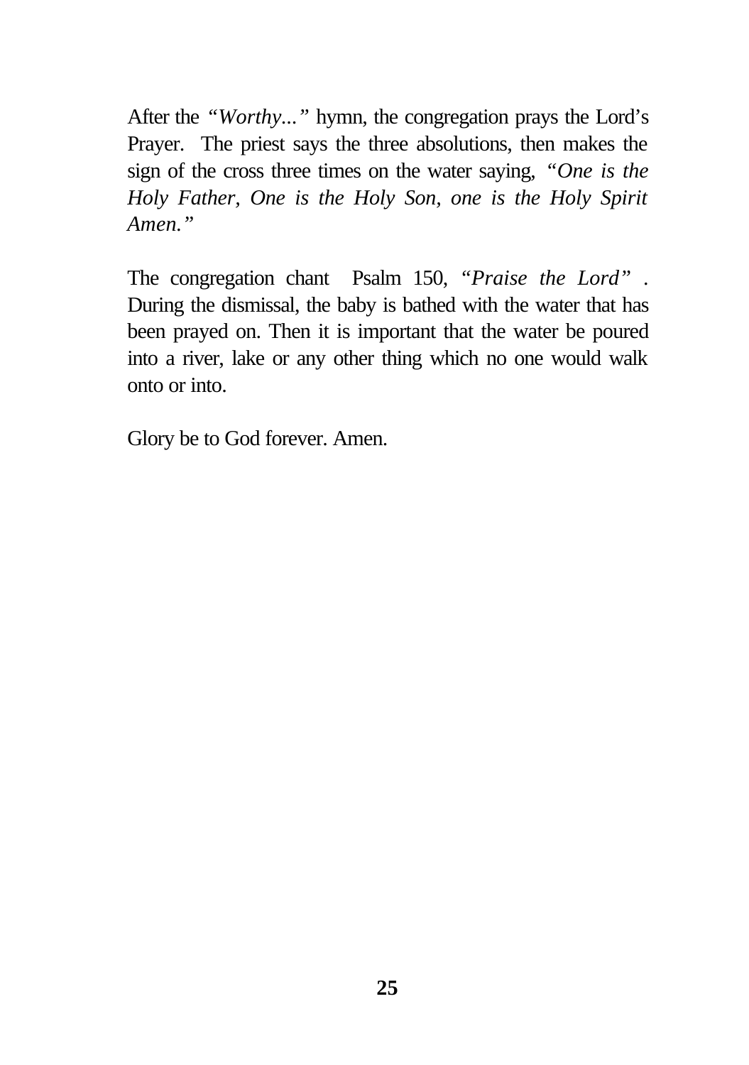After the *"Worthy..."* hymn, the congregation prays the Lord's Prayer. The priest says the three absolutions, then makes the sign of the cross three times on the water saying, *"One is the Holy Father, One is the Holy Son, one is the Holy Spirit Amen."*

The congregation chant Psalm 150, *"Praise the Lord"* . During the dismissal, the baby is bathed with the water that has been prayed on. Then it is important that the water be poured into a river, lake or any other thing which no one would walk onto or into.

Glory be to God forever. Amen.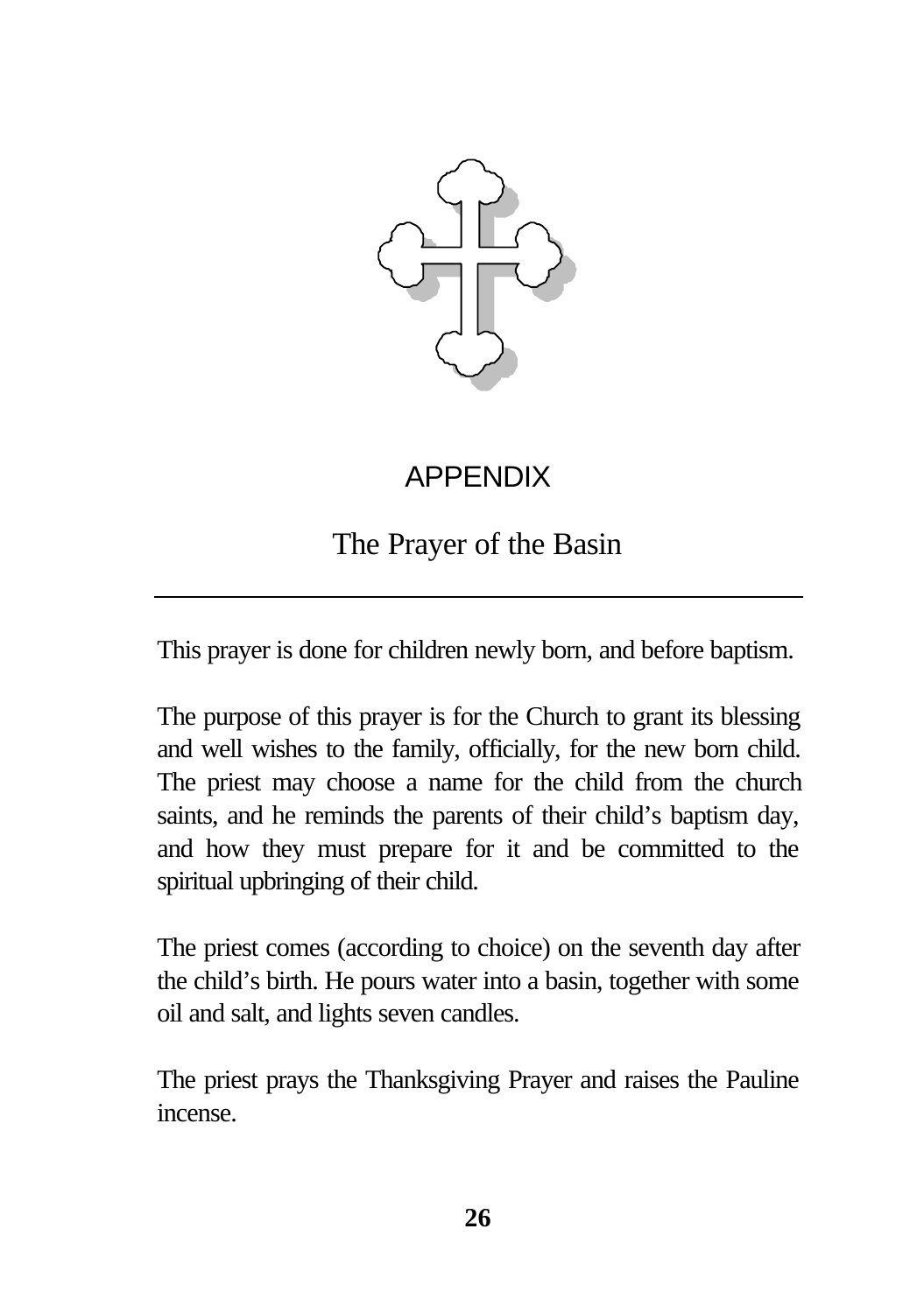# APPENDIX

## The Prayer of the Basin

---

This prayer is done for children newly born, and before baptism.

The purpose of this prayer is for the Church to grant its blessing and well wishes to the family, officially, for the new born child. The priest may choose a name for the child from the church saints, and he reminds the parents of their child's baptism day, and how they must prepare for it and be committed to the spiritual upbringing of their child.

The priest comes (according to choice) on the seventh day after the child's birth. He pours water into a basin, together with some oil and salt, and lights seven candles.

The priest prays the Thanksgiving Prayer and raises the Pauline incense.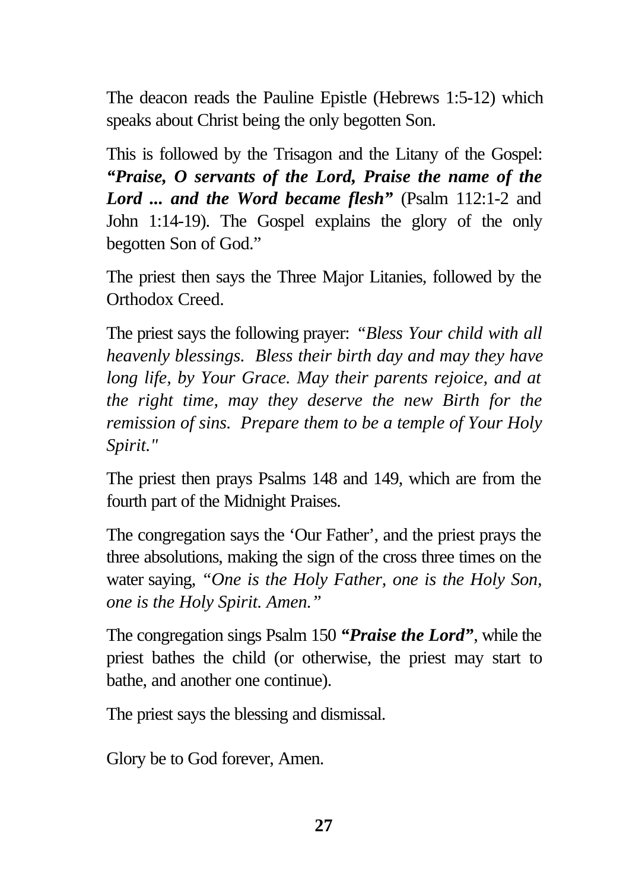The deacon reads the Pauline Epistle (Hebrews 1:5-12) which speaks about Christ being the only begotten Son.

This is followed by the Trisagon and the Litany of the Gospel: ***"Praise, O servants of the Lord, Praise the name of the Lord ... and the Word became flesh"*** (Psalm 112:1-2 and John 1:14-19). The Gospel explains the glory of the only begotten Son of God."

The priest then says the Three Major Litanies, followed by the Orthodox Creed.

The priest says the following prayer: *"Bless Your child with all heavenly blessings. Bless their birth day and may they have long life, by Your Grace. May their parents rejoice, and at the right time, may they deserve the new Birth for the remission of sins. Prepare them to be a temple of Your Holy Spirit."*

The priest then prays Psalms 148 and 149, which are from the fourth part of the Midnight Praises.

The congregation says the 'Our Father', and the priest prays the three absolutions, making the sign of the cross three times on the water saying, *"One is the Holy Father, one is the Holy Son, one is the Holy Spirit. Amen."*

The congregation sings Psalm 150 ***"Praise the Lord"***, while the priest bathes the child (or otherwise, the priest may start to bathe, and another one continue).

The priest says the blessing and dismissal.

Glory be to God forever, Amen.